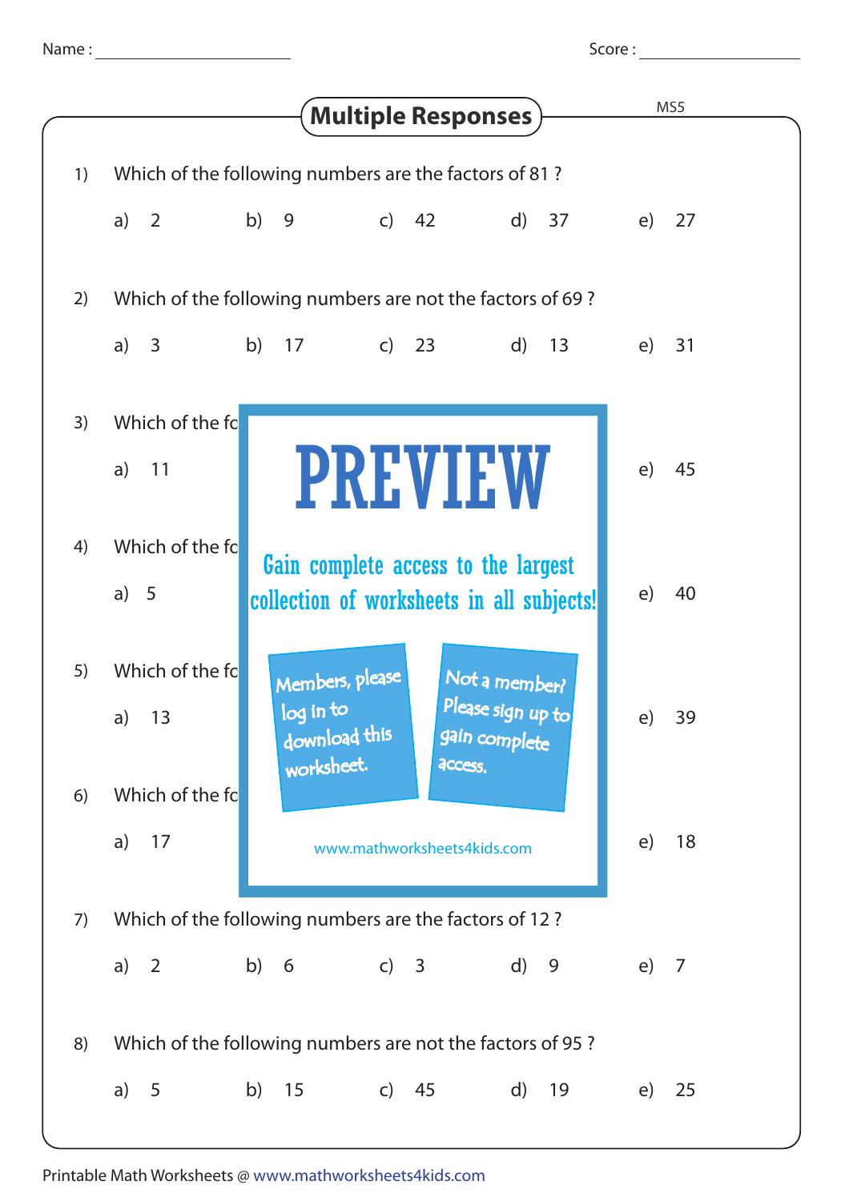Name : ____________________ Score : ____________________

# Multiple Responses

MS5

1) Which of the following numbers are the factors of 81 ?

a) 2 b) 9 c) 42 d) 37 e) 27

2) Which of the following numbers are not the factors of 69 ?

a) 3 b) 17 c) 23 d) 13 e) 31

3) Which of the fo

a) 11 e) 45

4) Which of the fo

a) 5 e) 40

5) Which of the fo

a) 13 e) 39

6) Which of the fo

a) 17 e) 18

PREVIEW

Gain complete access to the largest collection of worksheets in all subjects!

Members, please log in to download this worksheet.

Not a member? Please sign up to gain complete access.

www.mathworksheets4kids.com

7) Which of the following numbers are the factors of 12 ?

a) 2 b) 6 c) 3 d) 9 e) 7

8) Which of the following numbers are not the factors of 95 ?

a) 5 b) 15 c) 45 d) 19 e) 25

Printable Math Worksheets @ www.mathworksheets4kids.com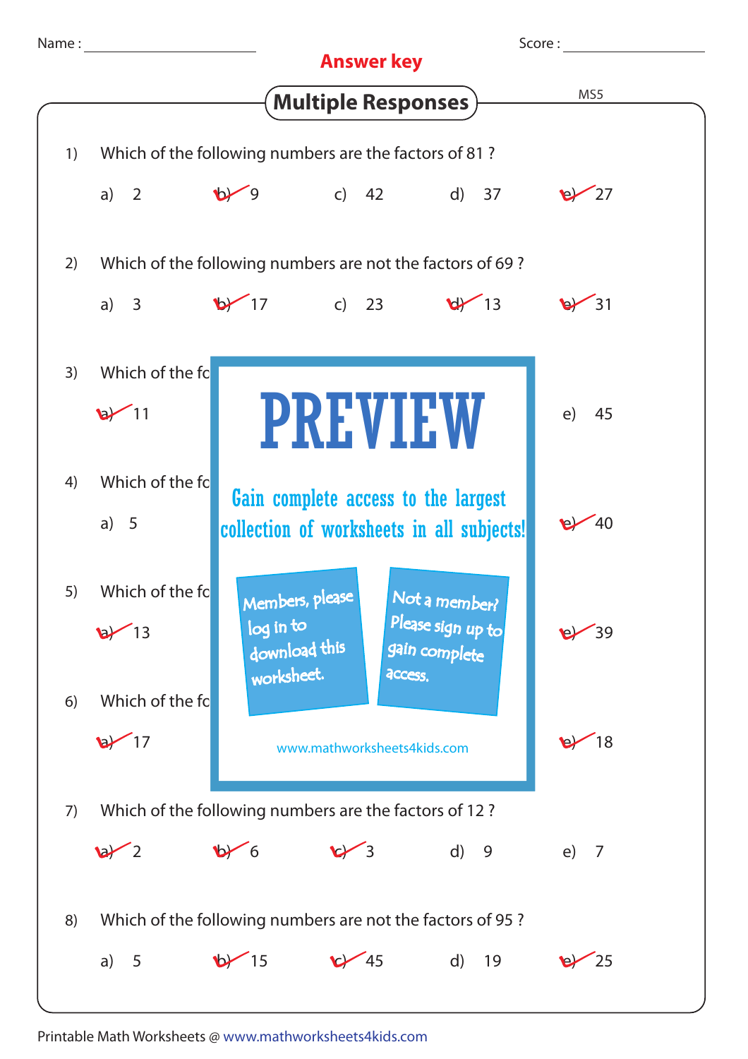Name : ______________________ Score : ______________________

**Answer key**

# Multiple Responses

MS5

1) Which of the following numbers are the factors of 81 ?

a) 2 ✓b) 9 c) 42 d) 37 ✓e) 27

2) Which of the following numbers are not the factors of 69 ?

a) 3 ✓b) 17 c) 23 ✓d) 13 ✓e) 31

3) Which of the fo

✓a) 11 e) 45

4) Which of the fo

a) 5 ✓e) 40

5) Which of the fo

✓a) 13 ✓e) 39

6) Which of the fo

✓a) 17 ✓e) 18

PREVIEW

Gain complete access to the largest collection of worksheets in all subjects!

Members, please log in to download this worksheet.

Not a member? Please sign up to gain complete access.

www.mathworksheets4kids.com

7) Which of the following numbers are the factors of 12 ?

✓a) 2 ✓b) 6 ✓c) 3 d) 9 e) 7

8) Which of the following numbers are not the factors of 95 ?

a) 5 ✓b) 15 ✓c) 45 d) 19 ✓e) 25

Printable Math Worksheets @ www.mathworksheets4kids.com